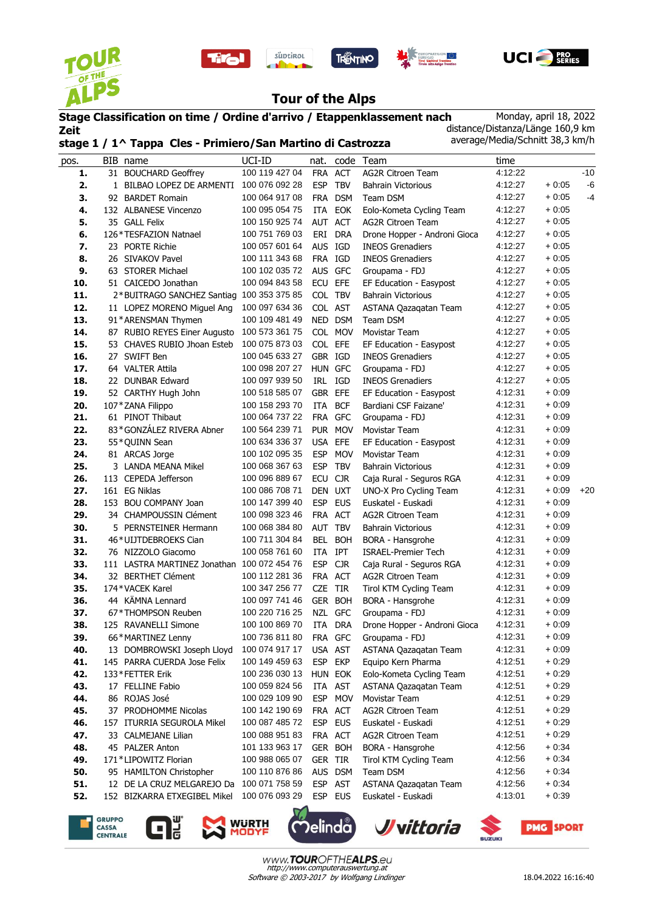# Tour of the Alps

**Stage Classification on time / Ordine d'arrivo / Etappenklassement nach Zeit**

**stage 1 / 1^ Tappa Cles - Primiero/San Martino di Castrozza**

Monday, april 18, 2022
distance/Distanza/Länge 160,9 km
average/Media/Schnitt 38,3 km/h

| pos. | BIB | name | UCI-ID | nat. | code | Team | time | | |
|---|---|---|---|---|---|---|---|---|---|
| **1.** | 31 | BOUCHARD Geoffrey | 100 119 427 04 | FRA | ACT | AG2R Citroen Team | 4:12:22 | | -10 |
| **2.** | 1 | BILBAO LOPEZ DE ARMENTI | 100 076 092 28 | ESP | TBV | Bahrain Victorious | 4:12:27 | + 0:05 | -6 |
| **3.** | 92 | BARDET Romain | 100 064 917 08 | FRA | DSM | Team DSM | 4:12:27 | + 0:05 | -4 |
| **4.** | 132 | ALBANESE Vincenzo | 100 095 054 75 | ITA | EOK | Eolo-Kometa Cycling Team | 4:12:27 | + 0:05 | |
| **5.** | 35 | GALL Felix | 100 150 925 74 | AUT | ACT | AG2R Citroen Team | 4:12:27 | + 0:05 | |
| **6.** | 126* | TESFAZION Natnael | 100 751 769 03 | ERI | DRA | Drone Hopper - Androni Gioca | 4:12:27 | + 0:05 | |
| **7.** | 23 | PORTE Richie | 100 057 601 64 | AUS | IGD | INEOS Grenadiers | 4:12:27 | + 0:05 | |
| **8.** | 26 | SIVAKOV Pavel | 100 111 343 68 | FRA | IGD | INEOS Grenadiers | 4:12:27 | + 0:05 | |
| **9.** | 63 | STORER Michael | 100 102 035 72 | AUS | GFC | Groupama - FDJ | 4:12:27 | + 0:05 | |
| **10.** | 51 | CAICEDO Jonathan | 100 094 843 58 | ECU | EFE | EF Education - Easypost | 4:12:27 | + 0:05 | |
| **11.** | 2* | BUITRAGO SANCHEZ Santiag | 100 353 375 85 | COL | TBV | Bahrain Victorious | 4:12:27 | + 0:05 | |
| **12.** | 11 | LOPEZ MORENO Miguel Ang | 100 097 634 36 | COL | AST | ASTANA Qazaqatan Team | 4:12:27 | + 0:05 | |
| **13.** | 91* | ARENSMAN Thymen | 100 109 481 49 | NED | DSM | Team DSM | 4:12:27 | + 0:05 | |
| **14.** | 87 | RUBIO REYES Einer Augusto | 100 573 361 75 | COL | MOV | Movistar Team | 4:12:27 | + 0:05 | |
| **15.** | 53 | CHAVES RUBIO Jhoan Esteb | 100 075 873 03 | COL | EFE | EF Education - Easypost | 4:12:27 | + 0:05 | |
| **16.** | 27 | SWIFT Ben | 100 045 633 27 | GBR | IGD | INEOS Grenadiers | 4:12:27 | + 0:05 | |
| **17.** | 64 | VALTER Attila | 100 098 207 27 | HUN | GFC | Groupama - FDJ | 4:12:27 | + 0:05 | |
| **18.** | 22 | DUNBAR Edward | 100 097 939 50 | IRL | IGD | INEOS Grenadiers | 4:12:27 | + 0:05 | |
| **19.** | 52 | CARTHY Hugh John | 100 518 585 07 | GBR | EFE | EF Education - Easypost | 4:12:31 | + 0:09 | |
| **20.** | 107* | ZANA Filippo | 100 158 293 70 | ITA | BCF | Bardiani CSF Faizane' | 4:12:31 | + 0:09 | |
| **21.** | 61 | PINOT Thibaut | 100 064 737 22 | FRA | GFC | Groupama - FDJ | 4:12:31 | + 0:09 | |
| **22.** | 83* | GONZÁLEZ RIVERA Abner | 100 564 239 71 | PUR | MOV | Movistar Team | 4:12:31 | + 0:09 | |
| **23.** | 55* | QUINN Sean | 100 634 336 37 | USA | EFE | EF Education - Easypost | 4:12:31 | + 0:09 | |
| **24.** | 81 | ARCAS Jorge | 100 102 095 35 | ESP | MOV | Movistar Team | 4:12:31 | + 0:09 | |
| **25.** | 3 | LANDA MEANA Mikel | 100 068 367 63 | ESP | TBV | Bahrain Victorious | 4:12:31 | + 0:09 | |
| **26.** | 113 | CEPEDA Jefferson | 100 096 889 67 | ECU | CJR | Caja Rural - Seguros RGA | 4:12:31 | + 0:09 | |
| **27.** | 161 | EG Niklas | 100 086 708 71 | DEN | UXT | UNO-X Pro Cycling Team | 4:12:31 | + 0:09 | +20 |
| **28.** | 153 | BOU COMPANY Joan | 100 147 399 40 | ESP | EUS | Euskatel - Euskadi | 4:12:31 | + 0:09 | |
| **29.** | 34 | CHAMPOUSSIN Clément | 100 098 323 46 | FRA | ACT | AG2R Citroen Team | 4:12:31 | + 0:09 | |
| **30.** | 5 | PERNSTEINER Hermann | 100 068 384 80 | AUT | TBV | Bahrain Victorious | 4:12:31 | + 0:09 | |
| **31.** | 46* | UIJTDEBROEKS Cian | 100 711 304 84 | BEL | BOH | BORA - Hansgrohe | 4:12:31 | + 0:09 | |
| **32.** | 76 | NIZZOLO Giacomo | 100 058 761 60 | ITA | IPT | ISRAEL-Premier Tech | 4:12:31 | + 0:09 | |
| **33.** | 111 | LASTRA MARTINEZ Jonathan | 100 072 454 76 | ESP | CJR | Caja Rural - Seguros RGA | 4:12:31 | + 0:09 | |
| **34.** | 32 | BERTHET Clément | 100 112 281 36 | FRA | ACT | AG2R Citroen Team | 4:12:31 | + 0:09 | |
| **35.** | 174* | VACEK Karel | 100 347 256 77 | CZE | TIR | Tirol KTM Cycling Team | 4:12:31 | + 0:09 | |
| **36.** | 44 | KÄMNA Lennard | 100 097 741 46 | GER | BOH | BORA - Hansgrohe | 4:12:31 | + 0:09 | |
| **37.** | 67* | THOMPSON Reuben | 100 220 716 25 | NZL | GFC | Groupama - FDJ | 4:12:31 | + 0:09 | |
| **38.** | 125 | RAVANELLI Simone | 100 100 869 70 | ITA | DRA | Drone Hopper - Androni Gioca | 4:12:31 | + 0:09 | |
| **39.** | 66* | MARTINEZ Lenny | 100 736 811 80 | FRA | GFC | Groupama - FDJ | 4:12:31 | + 0:09 | |
| **40.** | 13 | DOMBROWSKI Joseph Lloyd | 100 074 917 17 | USA | AST | ASTANA Qazaqatan Team | 4:12:31 | + 0:09 | |
| **41.** | 145 | PARRA CUERDA Jose Felix | 100 149 459 63 | ESP | EKP | Equipo Kern Pharma | 4:12:51 | + 0:29 | |
| **42.** | 133* | FETTER Erik | 100 236 030 13 | HUN | EOK | Eolo-Kometa Cycling Team | 4:12:51 | + 0:29 | |
| **43.** | 17 | FELLINE Fabio | 100 059 824 56 | ITA | AST | ASTANA Qazaqatan Team | 4:12:51 | + 0:29 | |
| **44.** | 86 | ROJAS José | 100 029 109 90 | ESP | MOV | Movistar Team | 4:12:51 | + 0:29 | |
| **45.** | 37 | PRODHOMME Nicolas | 100 142 190 69 | FRA | ACT | AG2R Citroen Team | 4:12:51 | + 0:29 | |
| **46.** | 157 | ITURRIA SEGUROLA Mikel | 100 087 485 72 | ESP | EUS | Euskatel - Euskadi | 4:12:51 | + 0:29 | |
| **47.** | 33 | CALMEJANE Lilian | 100 088 951 83 | FRA | ACT | AG2R Citroen Team | 4:12:51 | + 0:29 | |
| **48.** | 45 | PALZER Anton | 101 133 963 17 | GER | BOH | BORA - Hansgrohe | 4:12:56 | + 0:34 | |
| **49.** | 171* | LIPOWITZ Florian | 100 988 065 07 | GER | TIR | Tirol KTM Cycling Team | 4:12:56 | + 0:34 | |
| **50.** | 95 | HAMILTON Christopher | 100 110 876 86 | AUS | DSM | Team DSM | 4:12:56 | + 0:34 | |
| **51.** | 12 | DE LA CRUZ MELGAREJO Da | 100 077 758 59 | ESP | AST | ASTANA Qazaqatan Team | 4:12:56 | + 0:34 | |
| **52.** | 152 | BIZKARRA ETXEGIBEL Mikel | 100 076 093 29 | ESP | EUS | Euskatel - Euskadi | 4:13:01 | + 0:39 | |

www.TOUROFTHEALPS.eu
http://www.computerauswertung.at
Software © 2003-2017 by Wolfgang Lindinger

18.04.2022 16:16:40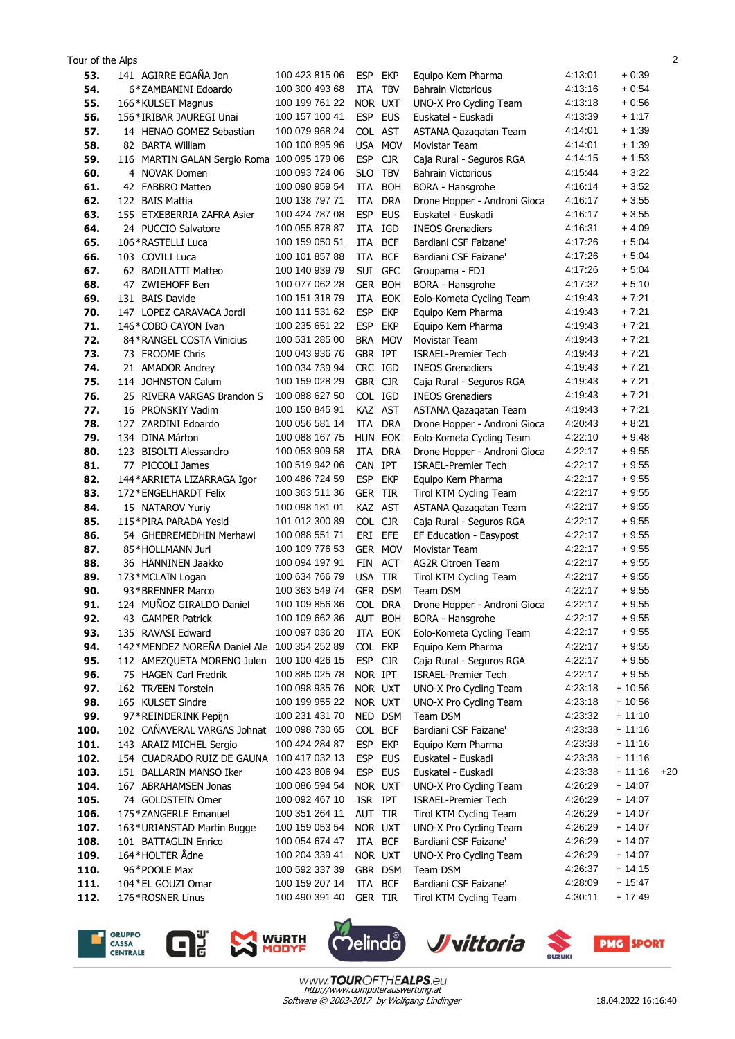Tour of the Alps

| Pos | Bib | Name | UCI ID | Nat | Team code | Team | Time | Gap | |
|---|---|---|---|---|---|---|---|---|---|
| 53. | 141 | AGIRRE EGAÑA Jon | 100 423 815 06 | ESP | EKP | Equipo Kern Pharma | 4:13:01 | + 0:39 | |
| 54. | 6* | ZAMBANINI Edoardo | 100 300 493 68 | ITA | TBV | Bahrain Victorious | 4:13:16 | + 0:54 | |
| 55. | 166* | KULSET Magnus | 100 199 761 22 | NOR | UXT | UNO-X Pro Cycling Team | 4:13:18 | + 0:56 | |
| 56. | 156* | IRIBAR JAUREGI Unai | 100 157 100 41 | ESP | EUS | Euskadel - Euskadi | 4:13:39 | + 1:17 | |
| 57. | 14 | HENAO GOMEZ Sebastian | 100 079 968 24 | COL | AST | ASTANA Qazaqatan Team | 4:14:01 | + 1:39 | |
| 58. | 82 | BARTA William | 100 100 895 96 | USA | MOV | Movistar Team | 4:14:01 | + 1:39 | |
| 59. | 116 | MARTIN GALAN Sergio Roma | 100 095 179 06 | ESP | CJR | Caja Rural - Seguros RGA | 4:14:15 | + 1:53 | |
| 60. | 4 | NOVAK Domen | 100 093 724 06 | SLO | TBV | Bahrain Victorious | 4:15:44 | + 3:22 | |
| 61. | 42 | FABBRO Matteo | 100 090 959 54 | ITA | BOH | BORA - Hansgrohe | 4:16:14 | + 3:52 | |
| 62. | 122 | BAIS Mattia | 100 138 797 71 | ITA | DRA | Drone Hopper - Androni Gioca | 4:16:17 | + 3:55 | |
| 63. | 155 | ETXEBERRIA ZAFRA Asier | 100 424 787 08 | ESP | EUS | Euskadel - Euskadi | 4:16:17 | + 3:55 | |
| 64. | 24 | PUCCIO Salvatore | 100 055 878 87 | ITA | IGD | INEOS Grenadiers | 4:16:31 | + 4:09 | |
| 65. | 106* | RASTELLI Luca | 100 159 050 51 | ITA | BCF | Bardiani CSF Faizane' | 4:17:26 | + 5:04 | |
| 66. | 103 | COVILI Luca | 100 101 857 88 | ITA | BCF | Bardiani CSF Faizane' | 4:17:26 | + 5:04 | |
| 67. | 62 | BADILATTI Matteo | 100 140 939 79 | SUI | GFC | Groupama - FDJ | 4:17:26 | + 5:04 | |
| 68. | 47 | ZWIEHOFF Ben | 100 077 062 28 | GER | BOH | BORA - Hansgrohe | 4:17:32 | + 5:10 | |
| 69. | 131 | BAIS Davide | 100 151 318 79 | ITA | EOK | Eolo-Kometa Cycling Team | 4:19:43 | + 7:21 | |
| 70. | 147 | LOPEZ CARAVACA Jordi | 100 111 531 62 | ESP | EKP | Equipo Kern Pharma | 4:19:43 | + 7:21 | |
| 71. | 146* | COBO CAYON Ivan | 100 235 651 22 | ESP | EKP | Equipo Kern Pharma | 4:19:43 | + 7:21 | |
| 72. | 84* | RANGEL COSTA Vinicius | 100 531 285 00 | BRA | MOV | Movistar Team | 4:19:43 | + 7:21 | |
| 73. | 73 | FROOME Chris | 100 043 936 76 | GBR | IPT | ISRAEL-Premier Tech | 4:19:43 | + 7:21 | |
| 74. | 21 | AMADOR Andrey | 100 034 739 94 | CRC | IGD | INEOS Grenadiers | 4:19:43 | + 7:21 | |
| 75. | 114 | JOHNSTON Calum | 100 159 028 29 | GBR | CJR | Caja Rural - Seguros RGA | 4:19:43 | + 7:21 | |
| 76. | 25 | RIVERA VARGAS Brandon S | 100 088 627 50 | COL | IGD | INEOS Grenadiers | 4:19:43 | + 7:21 | |
| 77. | 16 | PRONSKIY Vadim | 100 150 845 91 | KAZ | AST | ASTANA Qazaqatan Team | 4:19:43 | + 7:21 | |
| 78. | 127 | ZARDINI Edoardo | 100 056 581 14 | ITA | DRA | Drone Hopper - Androni Gioca | 4:20:43 | + 8:21 | |
| 79. | 134 | DINA Márton | 100 088 167 75 | HUN | EOK | Eolo-Kometa Cycling Team | 4:22:10 | + 9:48 | |
| 80. | 123 | BISOLTI Alessandro | 100 053 909 58 | ITA | DRA | Drone Hopper - Androni Gioca | 4:22:17 | + 9:55 | |
| 81. | 77 | PICCOLI James | 100 519 942 06 | CAN | IPT | ISRAEL-Premier Tech | 4:22:17 | + 9:55 | |
| 82. | 144* | ARRIETA LIZARRAGA Igor | 100 486 724 59 | ESP | EKP | Equipo Kern Pharma | 4:22:17 | + 9:55 | |
| 83. | 172* | ENGELHARDT Felix | 100 363 511 36 | GER | TIR | Tirol KTM Cycling Team | 4:22:17 | + 9:55 | |
| 84. | 15 | NATAROV Yuriy | 100 098 181 01 | KAZ | AST | ASTANA Qazaqatan Team | 4:22:17 | + 9:55 | |
| 85. | 115* | PIRA PARADA Yesid | 101 012 300 89 | COL | CJR | Caja Rural - Seguros RGA | 4:22:17 | + 9:55 | |
| 86. | 54 | GHEBREMEDHIN Merhawi | 100 088 551 71 | ERI | EFE | EF Education - Easypost | 4:22:17 | + 9:55 | |
| 87. | 85* | HOLLMANN Juri | 100 109 776 53 | GER | MOV | Movistar Team | 4:22:17 | + 9:55 | |
| 88. | 36 | HÄNNINEN Jaakko | 100 094 197 91 | FIN | ACT | AG2R Citroen Team | 4:22:17 | + 9:55 | |
| 89. | 173* | MCLAIN Logan | 100 634 766 79 | USA | TIR | Tirol KTM Cycling Team | 4:22:17 | + 9:55 | |
| 90. | 93* | BRENNER Marco | 100 363 549 74 | GER | DSM | Team DSM | 4:22:17 | + 9:55 | |
| 91. | 124 | MUÑOZ GIRALDO Daniel | 100 109 856 36 | COL | DRA | Drone Hopper - Androni Gioca | 4:22:17 | + 9:55 | |
| 92. | 43 | GAMPER Patrick | 100 109 662 36 | AUT | BOH | BORA - Hansgrohe | 4:22:17 | + 9:55 | |
| 93. | 135 | RAVASI Edward | 100 097 036 20 | ITA | EOK | Eolo-Kometa Cycling Team | 4:22:17 | + 9:55 | |
| 94. | 142* | MENDEZ NOREÑA Daniel Ale | 100 354 252 19 | COL | EKP | Equipo Kern Pharma | 4:22:17 | + 9:55 | |
| 95. | 112 | AMEZQUETA MORENO Julen | 100 100 426 15 | ESP | CJR | Caja Rural - Seguros RGA | 4:22:17 | + 9:55 | |
| 96. | 75 | HAGEN Carl Fredrik | 100 885 025 78 | NOR | IPT | ISRAEL-Premier Tech | 4:22:17 | + 9:55 | |
| 97. | 162 | TRÆEN Torstein | 100 098 935 76 | NOR | UXT | UNO-X Pro Cycling Team | 4:23:18 | + 10:56 | |
| 98. | 165 | KULSET Sindre | 100 199 955 22 | NOR | UXT | UNO-X Pro Cycling Team | 4:23:18 | + 10:56 | |
| 99. | 97* | REINDERINK Pepijn | 100 231 431 70 | NED | DSM | Team DSM | 4:23:32 | + 11:10 | |
| 100. | 102 | CAÑAVERAL VARGAS Johnat | 100 098 730 65 | COL | BCF | Bardiani CSF Faizane' | 4:23:38 | + 11:16 | |
| 101. | 143 | ARAIZ MICHEL Sergio | 100 424 284 87 | ESP | EKP | Equipo Kern Pharma | 4:23:38 | + 11:16 | |
| 102. | 154 | CUADRADO RUIZ DE GAUNA | 100 417 032 13 | ESP | EUS | Euskadel - Euskadi | 4:23:38 | + 11:16 | |
| 103. | 151 | BALLARIN MANSO Iker | 100 423 806 94 | ESP | EUS | Euskadel - Euskadi | 4:23:38 | + 11:16 | +20 |
| 104. | 167 | ABRAHAMSEN Jonas | 100 086 594 54 | NOR | UXT | UNO-X Pro Cycling Team | 4:26:29 | + 14:07 | |
| 105. | 74 | GOLDSTEIN Omer | 100 092 467 10 | ISR | IPT | ISRAEL-Premier Tech | 4:26:29 | + 14:07 | |
| 106. | 175* | ZANGERLE Emanuel | 100 351 264 11 | AUT | TIR | Tirol KTM Cycling Team | 4:26:29 | + 14:07 | |
| 107. | 163* | URIANSTAD Martin Bugge | 100 159 053 54 | NOR | UXT | UNO-X Pro Cycling Team | 4:26:29 | + 14:07 | |
| 108. | 101 | BATTAGLIN Enrico | 100 054 674 47 | ITA | BCF | Bardiani CSF Faizane' | 4:26:29 | + 14:07 | |
| 109. | 164* | HOLTER Ådne | 100 204 339 41 | NOR | UXT | UNO-X Pro Cycling Team | 4:26:29 | + 14:07 | |
| 110. | 96* | POOLE Max | 100 592 337 39 | GBR | DSM | Team DSM | 4:26:37 | + 14:15 | |
| 111. | 104* | EL GOUZI Omar | 100 159 207 14 | ITA | BCF | Bardiani CSF Faizane' | 4:28:09 | + 15:47 | |
| 112. | 176* | ROSNER Linus | 100 490 391 40 | GER | TIR | Tirol KTM Cycling Team | 4:30:11 | + 17:49 | |

www.TOUROFTHEALPS.eu
http://www.computerauswertung.at
*Software © 2003-2017 by Wolfgang Lindinger*

18.04.2022 16:16:40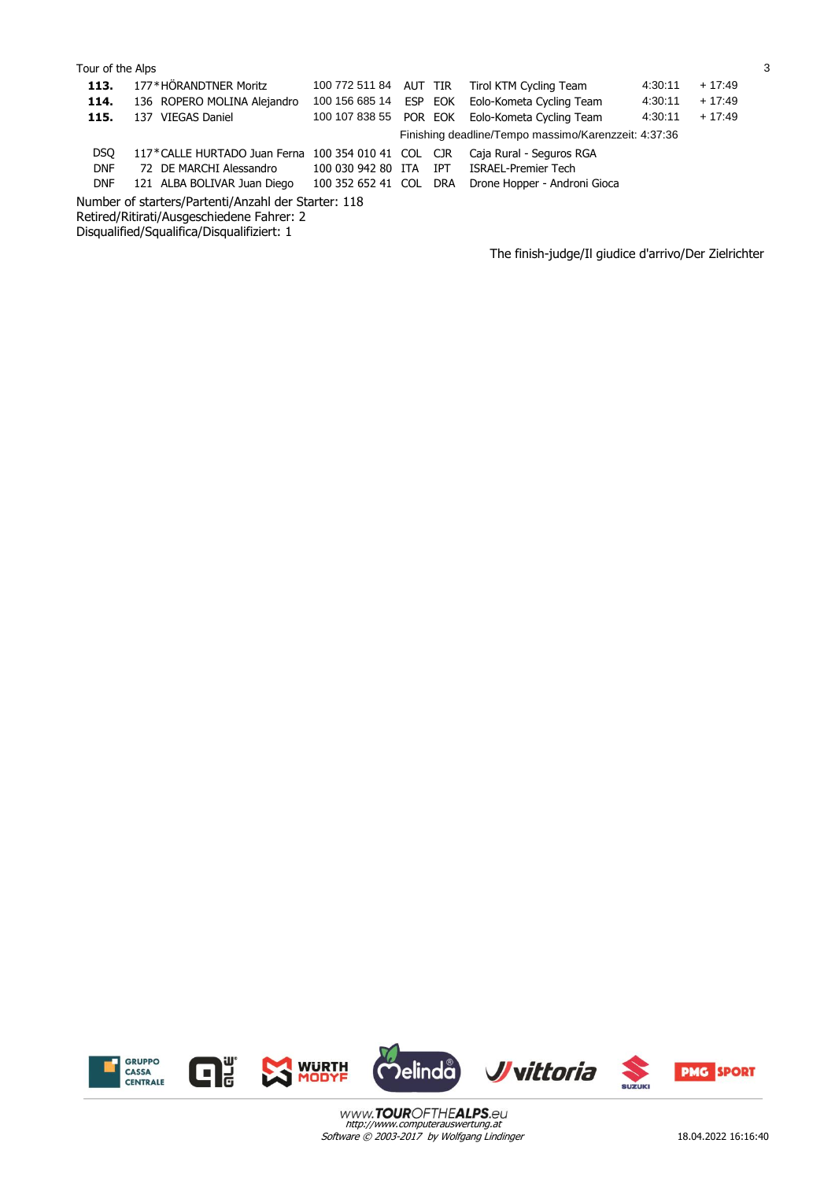| | | | | | | | | |
|---|---|---|---|---|---|---|---|---|
| **113.** | 177 | *HÖRANDTNER Moritz | 100 772 511 84 | AUT | TIR | Tirol KTM Cycling Team | 4:30:11 | + 17:49 |
| **114.** | 136 | ROPERO MOLINA Alejandro | 100 156 685 14 | ESP | EOK | Eolo-Kometa Cycling Team | 4:30:11 | + 17:49 |
| **115.** | 137 | VIEGAS Daniel | 100 107 838 55 | POR | EOK | Eolo-Kometa Cycling Team | 4:30:11 | + 17:49 |

Finishing deadline/Tempo massimo/Karenzzeit: 4:37:36

| | | | | | | |
|---|---|---|---|---|---|---|
| DSQ | 117 | *CALLE HURTADO Juan Ferna | 100 354 010 41 | COL | CJR | Caja Rural - Seguros RGA |
| DNF | 72 | DE MARCHI Alessandro | 100 030 942 80 | ITA | IPT | ISRAEL-Premier Tech |
| DNF | 121 | ALBA BOLIVAR Juan Diego | 100 352 652 41 | COL | DRA | Drone Hopper - Androni Gioca |

Number of starters/Partenti/Anzahl der Starter: 118
Retired/Ritirati/Ausgeschiedene Fahrer: 2
Disqualified/Squalifica/Disqualifiziert: 1

The finish-judge/Il giudice d'arrivo/Der Zielrichter

www.TOUROFTHEALPS.eu
http://www.computerauswertung.at
Software © 2003-2017 by Wolfgang Lindinger

18.04.2022 16:16:40